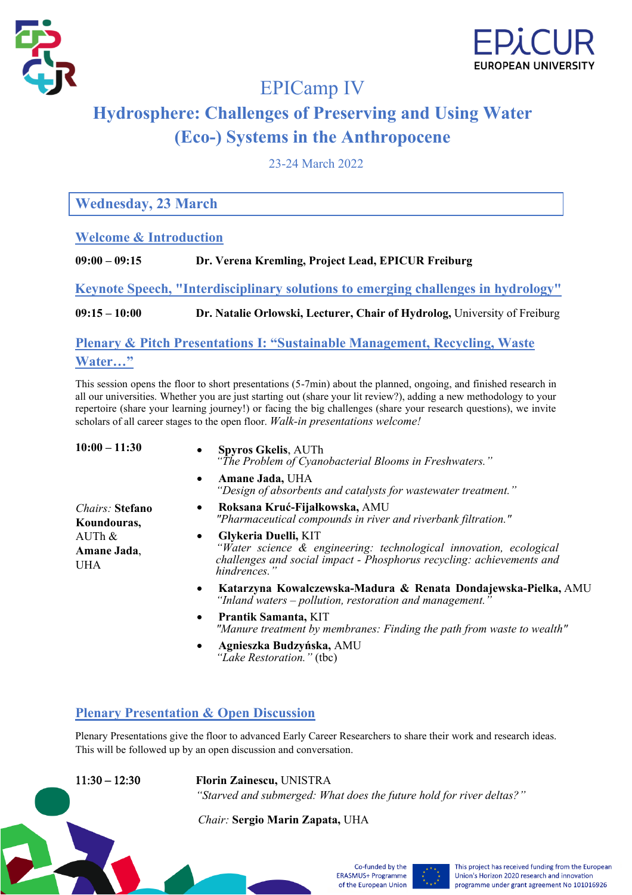# EPICamp IV

## Hydrosphere: Challenges of Preserving and Using Water (Eco-) Systems in the Anthropocene

23-24 March 2022

## Wednesday, 23 March

### Welcome & Introduction

**09:00 – 09:15** **Dr. Verena Kremling, Project Lead, EPICUR Freiburg**

### Keynote Speech, "Interdisciplinary solutions to emerging challenges in hydrology"

**09:15 – 10:00** **Dr. Natalie Orlowski, Lecturer, Chair of Hydrolog,** University of Freiburg

### Plenary & Pitch Presentations I: "Sustainable Management, Recycling, Waste Water…"

This session opens the floor to short presentations (5-7min) about the planned, ongoing, and finished research in all our universities. Whether you are just starting out (share your lit review?), adding a new methodology to your repertoire (share your learning journey!) or facing the big challenges (share your research questions), we invite scholars of all career stages to the open floor. *Walk-in presentations welcome!*

**10:00 – 11:30**

*Chairs:* **Stefano Koundouras,** AUTh & **Amane Jada**, UHA

- **Spyros Gkelis**, AUTh
  *"The Problem of Cyanobacterial Blooms in Freshwaters."*
- **Amane Jada,** UHA
  *"Design of absorbents and catalysts for wastewater treatment."*
- **Roksana Kruć-Fijałkowska,** AMU
  *"Pharmaceutical compounds in river and riverbank filtration."*
- **Glykeria Duelli,** KIT
  *"Water science & engineering: technological innovation, ecological challenges and social impact - Phosphorus recycling: achievements and hindrences."*
- **Katarzyna Kowalczewska-Madura & Renata Dondajewska-Pielka,** AMU
  *"Inland waters – pollution, restoration and management."*
- **Prantik Samanta,** KIT
  *"Manure treatment by membranes: Finding the path from waste to wealth"*
- **Agnieszka Budzyńska,** AMU
  *"Lake Restoration."* (tbc)

### Plenary Presentation & Open Discussion

Plenary Presentations give the floor to advanced Early Career Researchers to share their work and research ideas. This will be followed up by an open discussion and conversation.

**11:30 – 12:30** **Florin Zainescu,** UNISTRA
*"Starved and submerged: What does the future hold for river deltas?"*

*Chair:* **Sergio Marin Zapata,** UHA

Co-funded by the ERASMUS+ Programme of the European Union

This project has received funding from the European Union's Horizon 2020 research and innovation programme under grant agreement No 101016926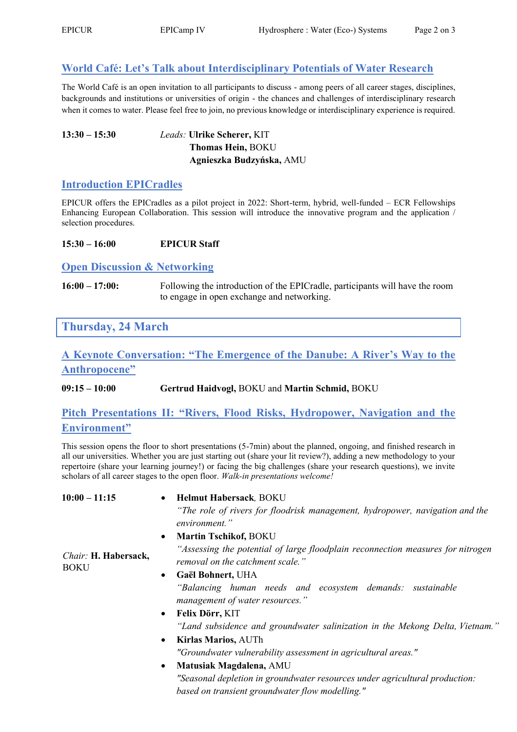## World Café: Let's Talk about Interdisciplinary Potentials of Water Research

The World Café is an open invitation to all participants to discuss - among peers of all career stages, disciplines, backgrounds and institutions or universities of origin - the chances and challenges of interdisciplinary research when it comes to water. Please feel free to join, no previous knowledge or interdisciplinary experience is required.

**13:30 – 15:30** *Leads:* **Ulrike Scherer,** KIT
**Thomas Hein,** BOKU
**Agnieszka Budzyńska,** AMU

## Introduction EPICradles

EPICUR offers the EPICradles as a pilot project in 2022: Short-term, hybrid, well-funded – ECR Fellowships Enhancing European Collaboration. This session will introduce the innovative program and the application / selection procedures.

**15:30 – 16:00** **EPICUR Staff**

## Open Discussion & Networking

**16:00 – 17:00:** Following the introduction of the EPICradle, participants will have the room to engage in open exchange and networking.

# Thursday, 24 March

## A Keynote Conversation: "The Emergence of the Danube: A River's Way to the Anthropocene"

**09:15 – 10:00** **Gertrud Haidvogl,** BOKU and **Martin Schmid,** BOKU

## Pitch Presentations II: "Rivers, Flood Risks, Hydropower, Navigation and the Environment"

This session opens the floor to short presentations (5-7min) about the planned, ongoing, and finished research in all our universities. Whether you are just starting out (share your lit review?), adding a new methodology to your repertoire (share your learning journey!) or facing the big challenges (share your research questions), we invite scholars of all career stages to the open floor. *Walk-in presentations welcome!*

**10:00 – 11:15**

*Chair:* **H. Habersack,** BOKU

- **Helmut Habersack**, BOKU
  *"The role of rivers for floodrisk management, hydropower, navigation and the environment."*
- **Martin Tschikof,** BOKU
  *"Assessing the potential of large floodplain reconnection measures for nitrogen removal on the catchment scale."*
- **Gaël Bohnert,** UHA
  *"Balancing human needs and ecosystem demands: sustainable management of water resources."*
- **Felix Dörr,** KIT
  *"Land subsidence and groundwater salinization in the Mekong Delta, Vietnam."*
- **Kirlas Marios,** AUTh
  *"Groundwater vulnerability assessment in agricultural areas."*
- **Matusiak Magdalena,** AMU
  *"Seasonal depletion in groundwater resources under agricultural production: based on transient groundwater flow modelling."*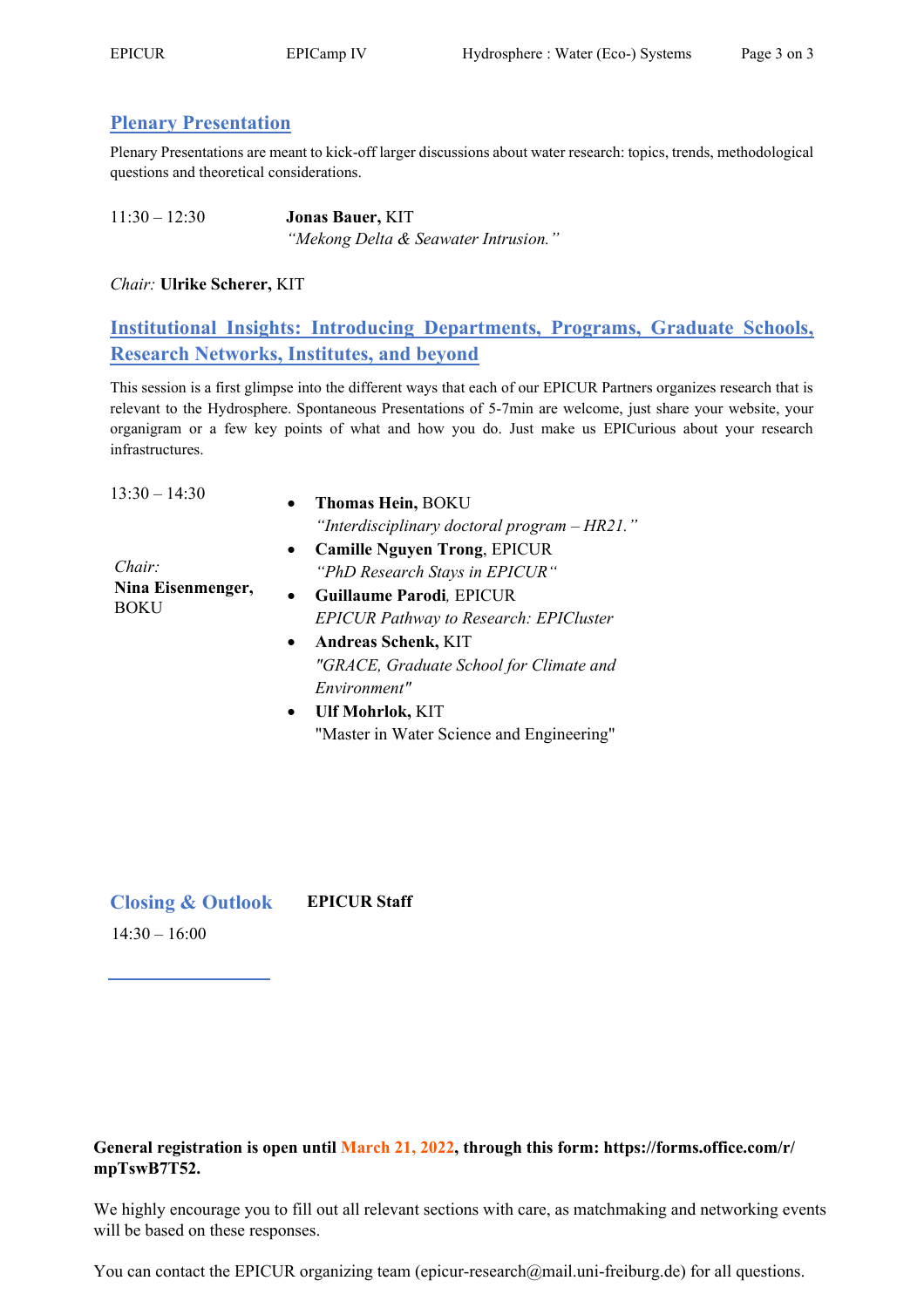## Plenary Presentation

Plenary Presentations are meant to kick-off larger discussions about water research: topics, trends, methodological questions and theoretical considerations.

11:30 – 12:30 **Jonas Bauer,** KIT
*"Mekong Delta & Seawater Intrusion."*

*Chair:* **Ulrike Scherer,** KIT

## Institutional Insights: Introducing Departments, Programs, Graduate Schools, Research Networks, Institutes, and beyond

This session is a first glimpse into the different ways that each of our EPICUR Partners organizes research that is relevant to the Hydrosphere. Spontaneous Presentations of 5-7min are welcome, just share your website, your organigram or a few key points of what and how you do. Just make us EPICurious about your research infrastructures.

13:30 – 14:30

*Chair:* **Nina Eisenmenger,** BOKU

- **Thomas Hein,** BOKU
  *"Interdisciplinary doctoral program – HR21."*
- **Camille Nguyen Trong**, EPICUR
  *"PhD Research Stays in EPICUR"*
- **Guillaume Parodi***,* EPICUR
  *EPICUR Pathway to Research: EPICluster*
- **Andreas Schenk,** KIT
  *"GRACE, Graduate School for Climate and Environment"*
- **Ulf Mohrlok,** KIT
  "Master in Water Science and Engineering"

## Closing & Outlook

**EPICUR Staff**

14:30 – 16:00

**General registration is open until March 21, 2022, through this form: https://forms.office.com/r/mpTswB7T52.**

We highly encourage you to fill out all relevant sections with care, as matchmaking and networking events will be based on these responses.

You can contact the EPICUR organizing team (epicur-research@mail.uni-freiburg.de) for all questions.